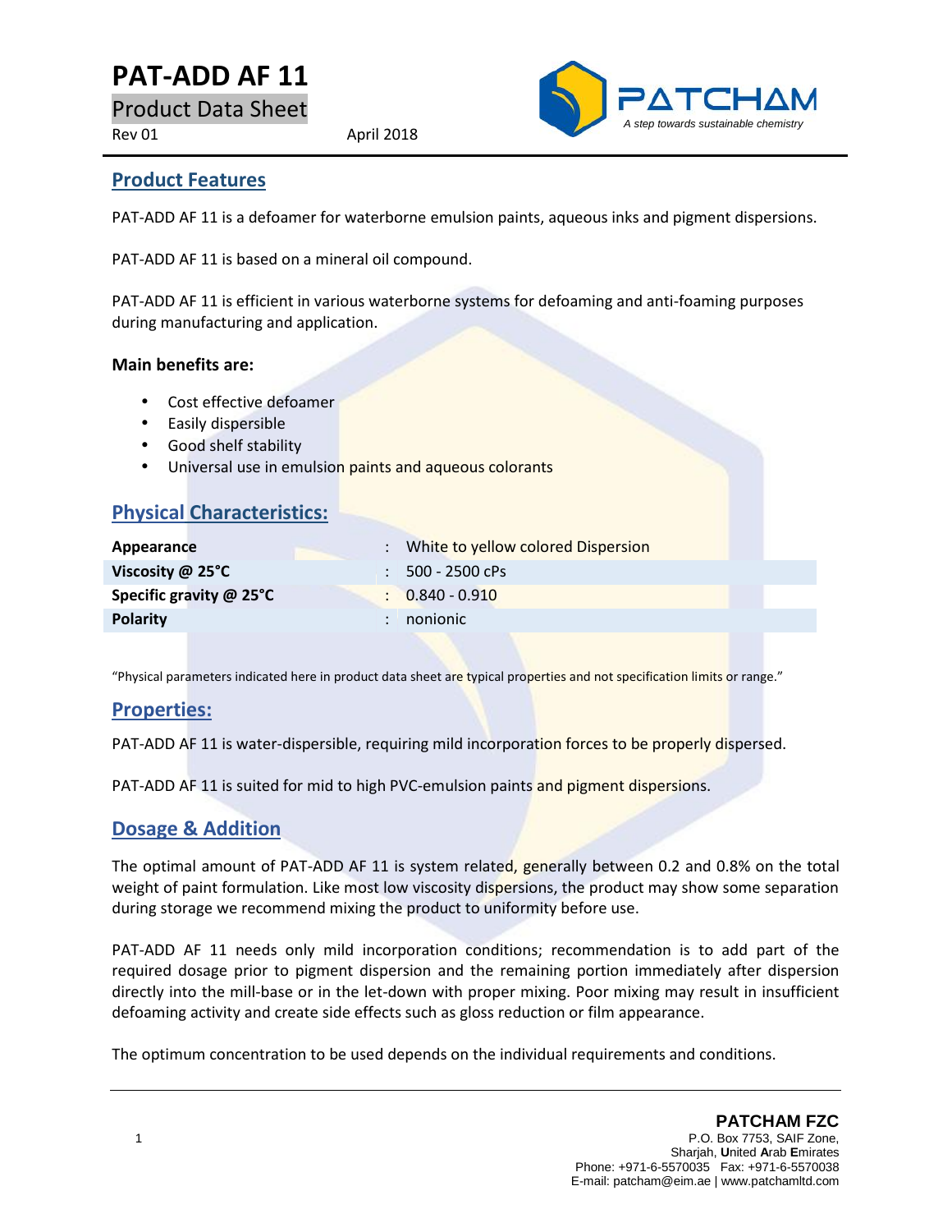# PAT-ADD AF 11

## Product Data Sheet

Rev 01 April 2018

PATCHAM

*A step towards sustainable chemistry*

## Product Features

PAT-ADD AF 11 is a defoamer for waterborne emulsion paints, aqueous inks and pigment dispersions.

PAT-ADD AF 11 is based on a mineral oil compound.

PAT-ADD AF 11 is efficient in various waterborne systems for defoaming and anti-foaming purposes during manufacturing and application.

**Main benefits are:**

- Cost effective defoamer
- Easily dispersible
- Good shelf stability
- Universal use in emulsion paints and aqueous colorants

## Physical Characteristics:

| | | |
|---|---|---|
| **Appearance** | : | White to yellow colored Dispersion |
| **Viscosity @ 25°C** | : | 500 - 2500 cPs |
| **Specific gravity @ 25°C** | : | 0.840 - 0.910 |
| **Polarity** | : | nonionic |

"Physical parameters indicated here in product data sheet are typical properties and not specification limits or range."

## Properties:

PAT-ADD AF 11 is water-dispersible, requiring mild incorporation forces to be properly dispersed.

PAT-ADD AF 11 is suited for mid to high PVC-emulsion paints and pigment dispersions.

## Dosage & Addition

The optimal amount of PAT-ADD AF 11 is system related, generally between 0.2 and 0.8% on the total weight of paint formulation. Like most low viscosity dispersions, the product may show some separation during storage we recommend mixing the product to uniformity before use.

PAT-ADD AF 11 needs only mild incorporation conditions; recommendation is to add part of the required dosage prior to pigment dispersion and the remaining portion immediately after dispersion directly into the mill-base or in the let-down with proper mixing. Poor mixing may result in insufficient defoaming activity and create side effects such as gloss reduction or film appearance.

The optimum concentration to be used depends on the individual requirements and conditions.

**PATCHAM FZC**
P.O. Box 7753, SAIF Zone,
Sharjah, **U**nited **A**rab **E**mirates
Phone: +971-6-5570035 Fax: +971-6-5570038
E-mail: patcham@eim.ae | www.patchamltd.com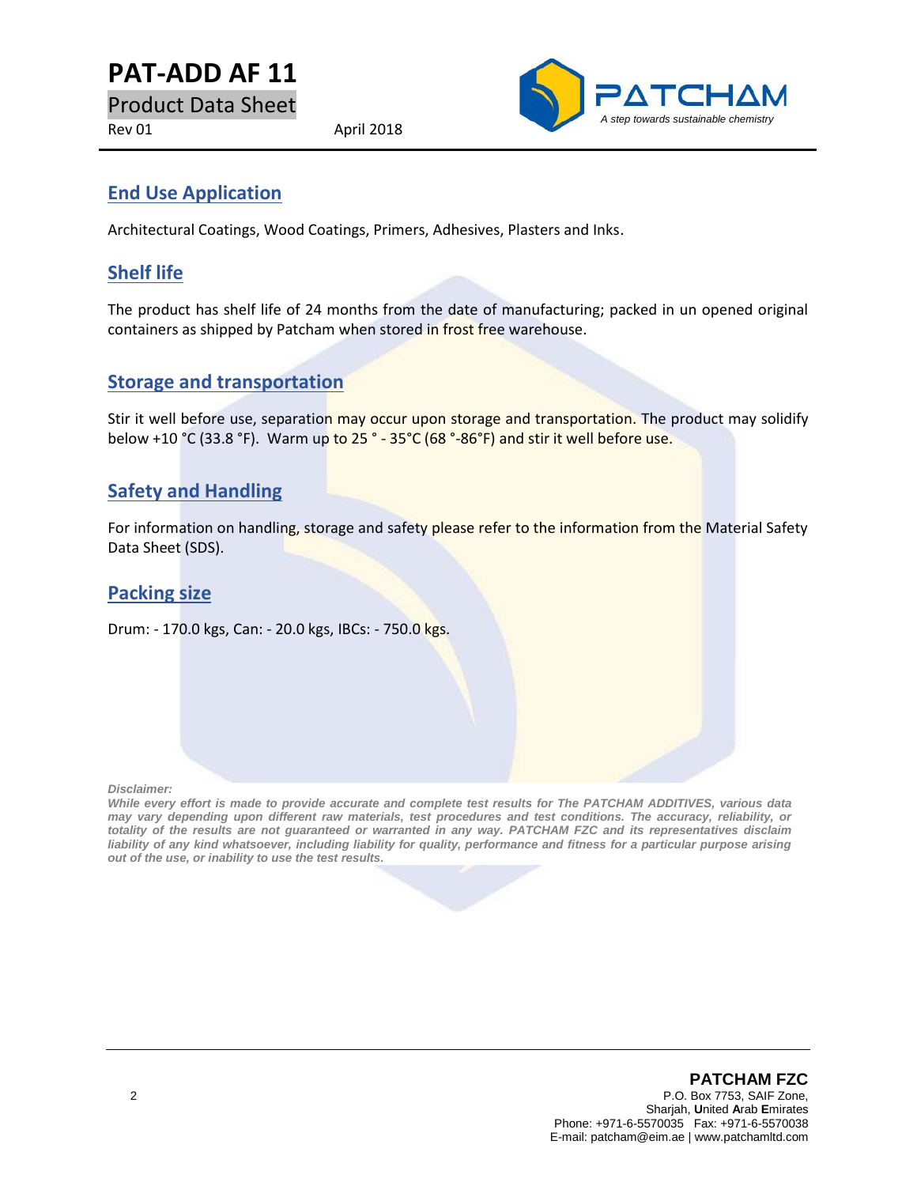# PAT-ADD AF 11

Product Data Sheet

Rev 01 April 2018

## End Use Application

Architectural Coatings, Wood Coatings, Primers, Adhesives, Plasters and Inks.

## Shelf life

The product has shelf life of 24 months from the date of manufacturing; packed in un opened original containers as shipped by Patcham when stored in frost free warehouse.

## Storage and transportation

Stir it well before use, separation may occur upon storage and transportation. The product may solidify below +10 °C (33.8 °F). Warm up to 25 ° - 35°C (68 °-86°F) and stir it well before use.

## Safety and Handling

For information on handling, storage and safety please refer to the information from the Material Safety Data Sheet (SDS).

## Packing size

Drum: - 170.0 kgs, Can: - 20.0 kgs, IBCs: - 750.0 kgs.

***Disclaimer:***

***While every effort is made to provide accurate and complete test results for The PATCHAM ADDITIVES, various data may vary depending upon different raw materials, test procedures and test conditions. The accuracy, reliability, or totality of the results are not guaranteed or warranted in any way. PATCHAM FZC and its representatives disclaim liability of any kind whatsoever, including liability for quality, performance and fitness for a particular purpose arising out of the use, or inability to use the test results.***

**PATCHAM FZC**
P.O. Box 7753, SAIF Zone,
Sharjah, **U**nited **A**rab **E**mirates
Phone: +971-6-5570035 Fax: +971-6-5570038
E-mail: patcham@eim.ae | www.patchamltd.com